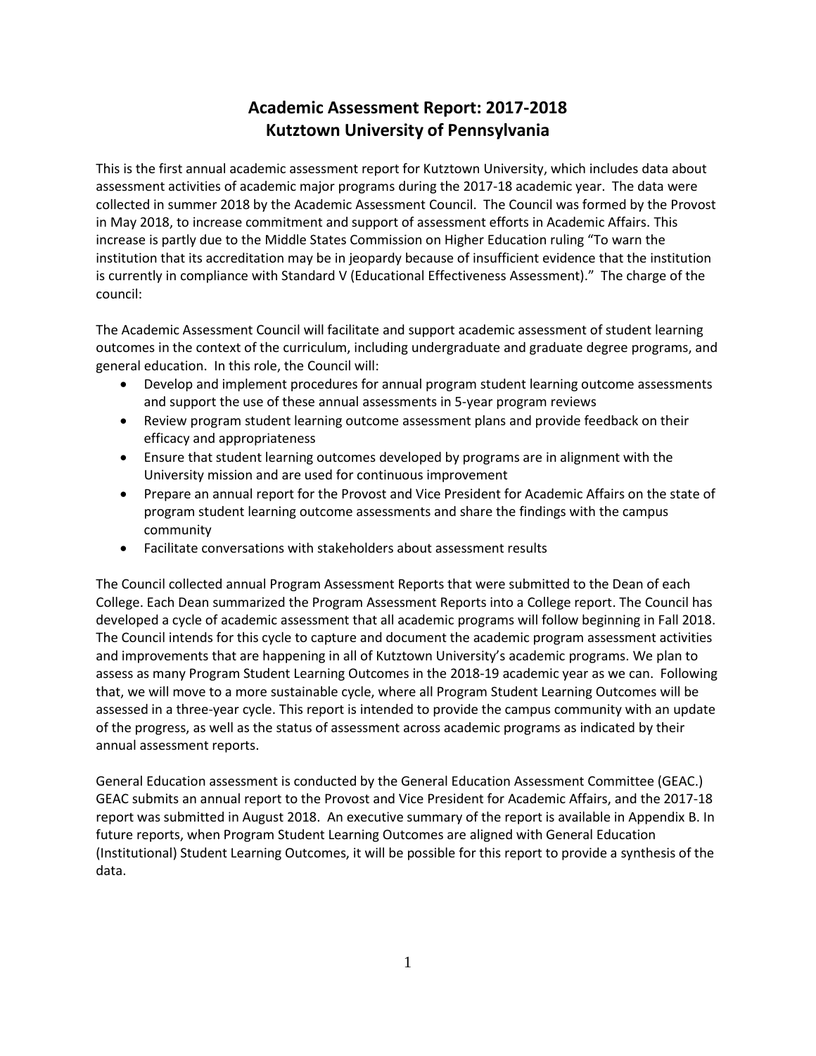# Academic Assessment Report: 2017-2018
# Kutztown University of Pennsylvania

This is the first annual academic assessment report for Kutztown University, which includes data about assessment activities of academic major programs during the 2017-18 academic year. The data were collected in summer 2018 by the Academic Assessment Council. The Council was formed by the Provost in May 2018, to increase commitment and support of assessment efforts in Academic Affairs. This increase is partly due to the Middle States Commission on Higher Education ruling "To warn the institution that its accreditation may be in jeopardy because of insufficient evidence that the institution is currently in compliance with Standard V (Educational Effectiveness Assessment)." The charge of the council:

The Academic Assessment Council will facilitate and support academic assessment of student learning outcomes in the context of the curriculum, including undergraduate and graduate degree programs, and general education. In this role, the Council will:

- Develop and implement procedures for annual program student learning outcome assessments and support the use of these annual assessments in 5-year program reviews
- Review program student learning outcome assessment plans and provide feedback on their efficacy and appropriateness
- Ensure that student learning outcomes developed by programs are in alignment with the University mission and are used for continuous improvement
- Prepare an annual report for the Provost and Vice President for Academic Affairs on the state of program student learning outcome assessments and share the findings with the campus community
- Facilitate conversations with stakeholders about assessment results

The Council collected annual Program Assessment Reports that were submitted to the Dean of each College. Each Dean summarized the Program Assessment Reports into a College report. The Council has developed a cycle of academic assessment that all academic programs will follow beginning in Fall 2018. The Council intends for this cycle to capture and document the academic program assessment activities and improvements that are happening in all of Kutztown University's academic programs. We plan to assess as many Program Student Learning Outcomes in the 2018-19 academic year as we can. Following that, we will move to a more sustainable cycle, where all Program Student Learning Outcomes will be assessed in a three-year cycle. This report is intended to provide the campus community with an update of the progress, as well as the status of assessment across academic programs as indicated by their annual assessment reports.

General Education assessment is conducted by the General Education Assessment Committee (GEAC.) GEAC submits an annual report to the Provost and Vice President for Academic Affairs, and the 2017-18 report was submitted in August 2018. An executive summary of the report is available in Appendix B. In future reports, when Program Student Learning Outcomes are aligned with General Education (Institutional) Student Learning Outcomes, it will be possible for this report to provide a synthesis of the data.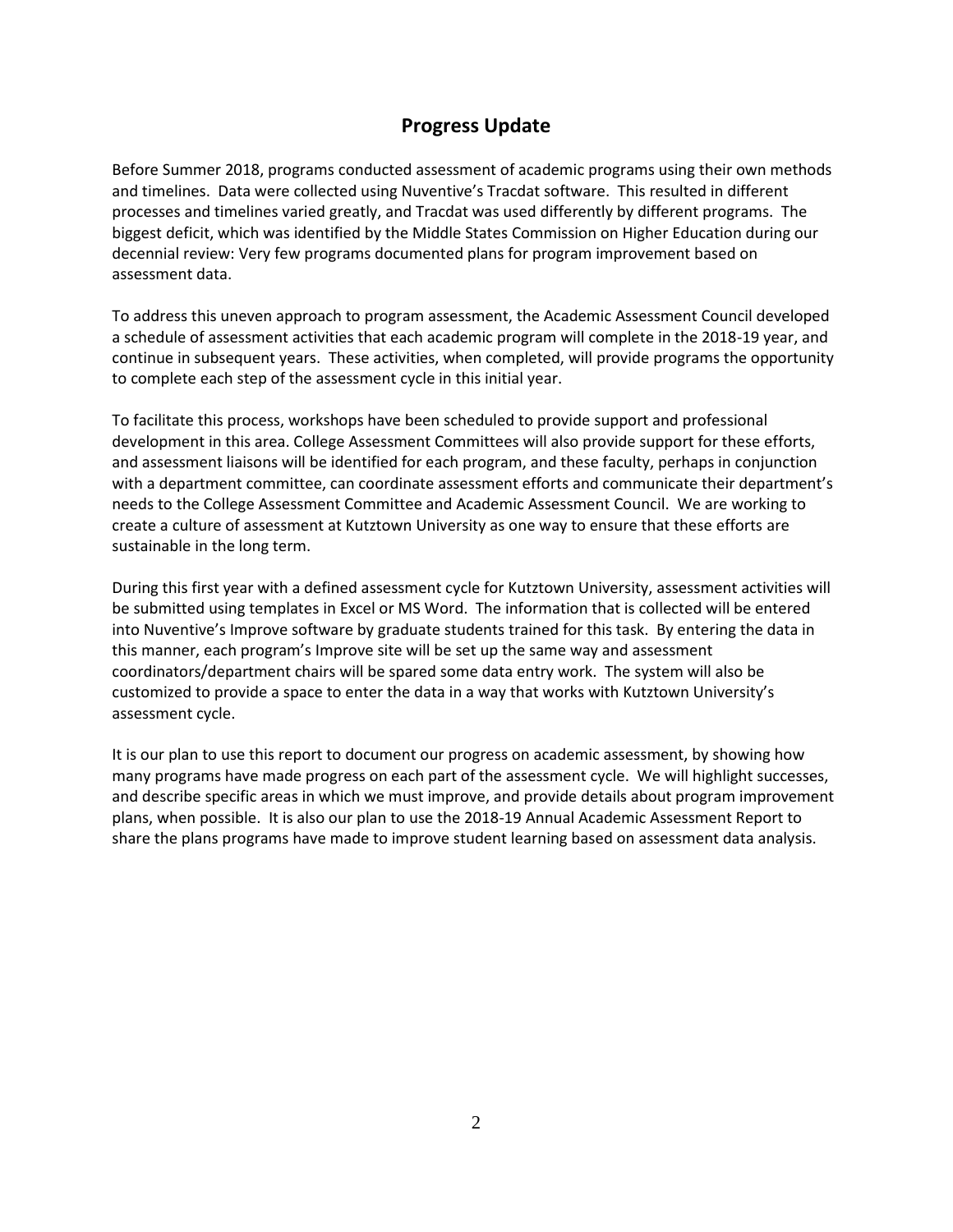## Progress Update

Before Summer 2018, programs conducted assessment of academic programs using their own methods and timelines. Data were collected using Nuventive's Tracdat software. This resulted in different processes and timelines varied greatly, and Tracdat was used differently by different programs. The biggest deficit, which was identified by the Middle States Commission on Higher Education during our decennial review: Very few programs documented plans for program improvement based on assessment data.

To address this uneven approach to program assessment, the Academic Assessment Council developed a schedule of assessment activities that each academic program will complete in the 2018-19 year, and continue in subsequent years. These activities, when completed, will provide programs the opportunity to complete each step of the assessment cycle in this initial year.

To facilitate this process, workshops have been scheduled to provide support and professional development in this area. College Assessment Committees will also provide support for these efforts, and assessment liaisons will be identified for each program, and these faculty, perhaps in conjunction with a department committee, can coordinate assessment efforts and communicate their department's needs to the College Assessment Committee and Academic Assessment Council. We are working to create a culture of assessment at Kutztown University as one way to ensure that these efforts are sustainable in the long term.

During this first year with a defined assessment cycle for Kutztown University, assessment activities will be submitted using templates in Excel or MS Word. The information that is collected will be entered into Nuventive's Improve software by graduate students trained for this task. By entering the data in this manner, each program's Improve site will be set up the same way and assessment coordinators/department chairs will be spared some data entry work. The system will also be customized to provide a space to enter the data in a way that works with Kutztown University's assessment cycle.

It is our plan to use this report to document our progress on academic assessment, by showing how many programs have made progress on each part of the assessment cycle. We will highlight successes, and describe specific areas in which we must improve, and provide details about program improvement plans, when possible. It is also our plan to use the 2018-19 Annual Academic Assessment Report to share the plans programs have made to improve student learning based on assessment data analysis.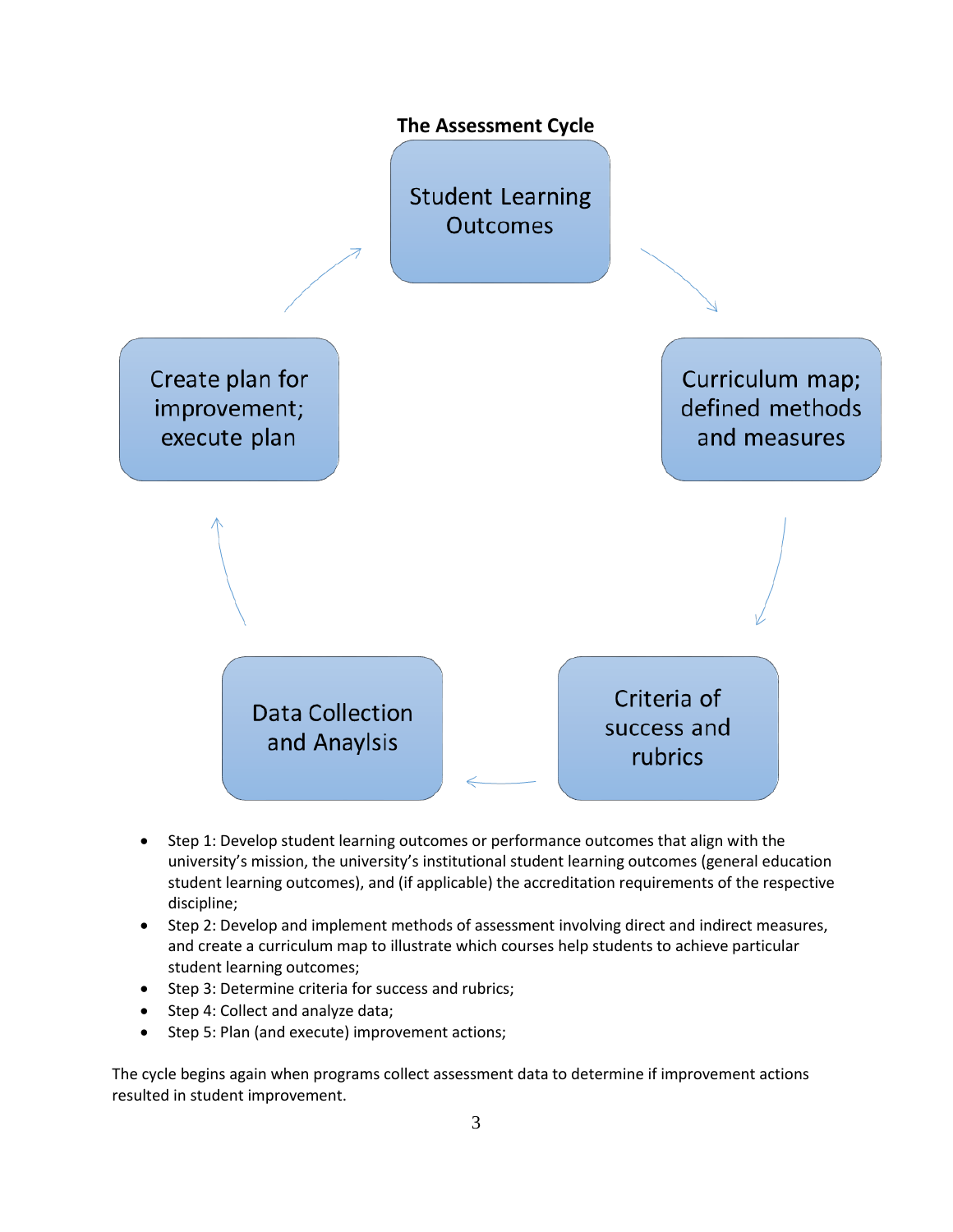**The Assessment Cycle**

Student Learning Outcomes

Curriculum map; defined methods and measures

Criteria of success and rubrics

Data Collection and Anaylsis

Create plan for improvement; execute plan

- Step 1: Develop student learning outcomes or performance outcomes that align with the university's mission, the university's institutional student learning outcomes (general education student learning outcomes), and (if applicable) the accreditation requirements of the respective discipline;
- Step 2: Develop and implement methods of assessment involving direct and indirect measures, and create a curriculum map to illustrate which courses help students to achieve particular student learning outcomes;
- Step 3: Determine criteria for success and rubrics;
- Step 4: Collect and analyze data;
- Step 5: Plan (and execute) improvement actions;

The cycle begins again when programs collect assessment data to determine if improvement actions resulted in student improvement.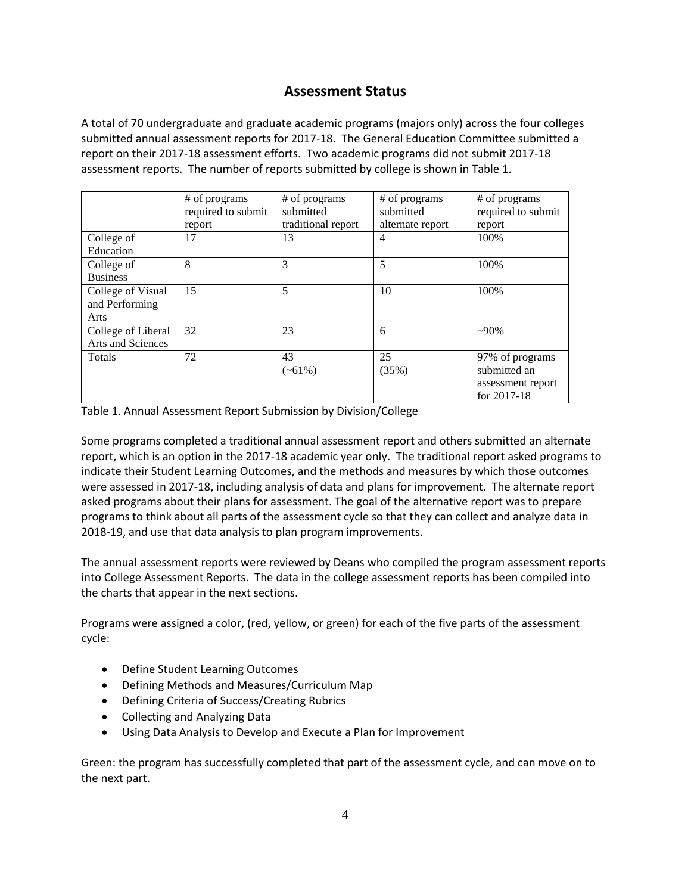## Assessment Status

A total of 70 undergraduate and graduate academic programs (majors only) across the four colleges submitted annual assessment reports for 2017-18. The General Education Committee submitted a report on their 2017-18 assessment efforts. Two academic programs did not submit 2017-18 assessment reports. The number of reports submitted by college is shown in Table 1.

| | # of programs required to submit report | # of programs submitted traditional report | # of programs submitted alternate report | # of programs required to submit report |
|---|---|---|---|---|
| College of Education | 17 | 13 | 4 | 100% |
| College of Business | 8 | 3 | 5 | 100% |
| College of Visual and Performing Arts | 15 | 5 | 10 | 100% |
| College of Liberal Arts and Sciences | 32 | 23 | 6 | ~90% |
| Totals | 72 | 43 (~61%) | 25 (35%) | 97% of programs submitted an assessment report for 2017-18 |

Table 1. Annual Assessment Report Submission by Division/College

Some programs completed a traditional annual assessment report and others submitted an alternate report, which is an option in the 2017-18 academic year only. The traditional report asked programs to indicate their Student Learning Outcomes, and the methods and measures by which those outcomes were assessed in 2017-18, including analysis of data and plans for improvement. The alternate report asked programs about their plans for assessment. The goal of the alternative report was to prepare programs to think about all parts of the assessment cycle so that they can collect and analyze data in 2018-19, and use that data analysis to plan program improvements.

The annual assessment reports were reviewed by Deans who compiled the program assessment reports into College Assessment Reports. The data in the college assessment reports has been compiled into the charts that appear in the next sections.

Programs were assigned a color, (red, yellow, or green) for each of the five parts of the assessment cycle:

- Define Student Learning Outcomes
- Defining Methods and Measures/Curriculum Map
- Defining Criteria of Success/Creating Rubrics
- Collecting and Analyzing Data
- Using Data Analysis to Develop and Execute a Plan for Improvement

Green: the program has successfully completed that part of the assessment cycle, and can move on to the next part.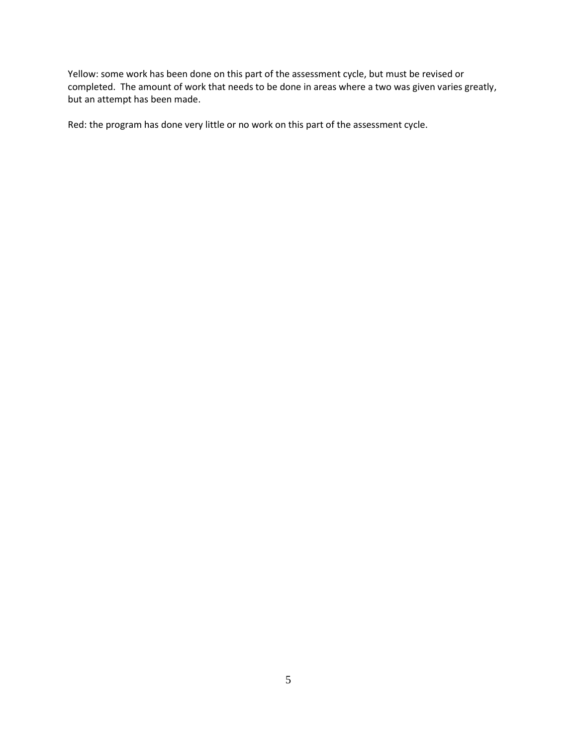Yellow: some work has been done on this part of the assessment cycle, but must be revised or completed. The amount of work that needs to be done in areas where a two was given varies greatly, but an attempt has been made.

Red: the program has done very little or no work on this part of the assessment cycle.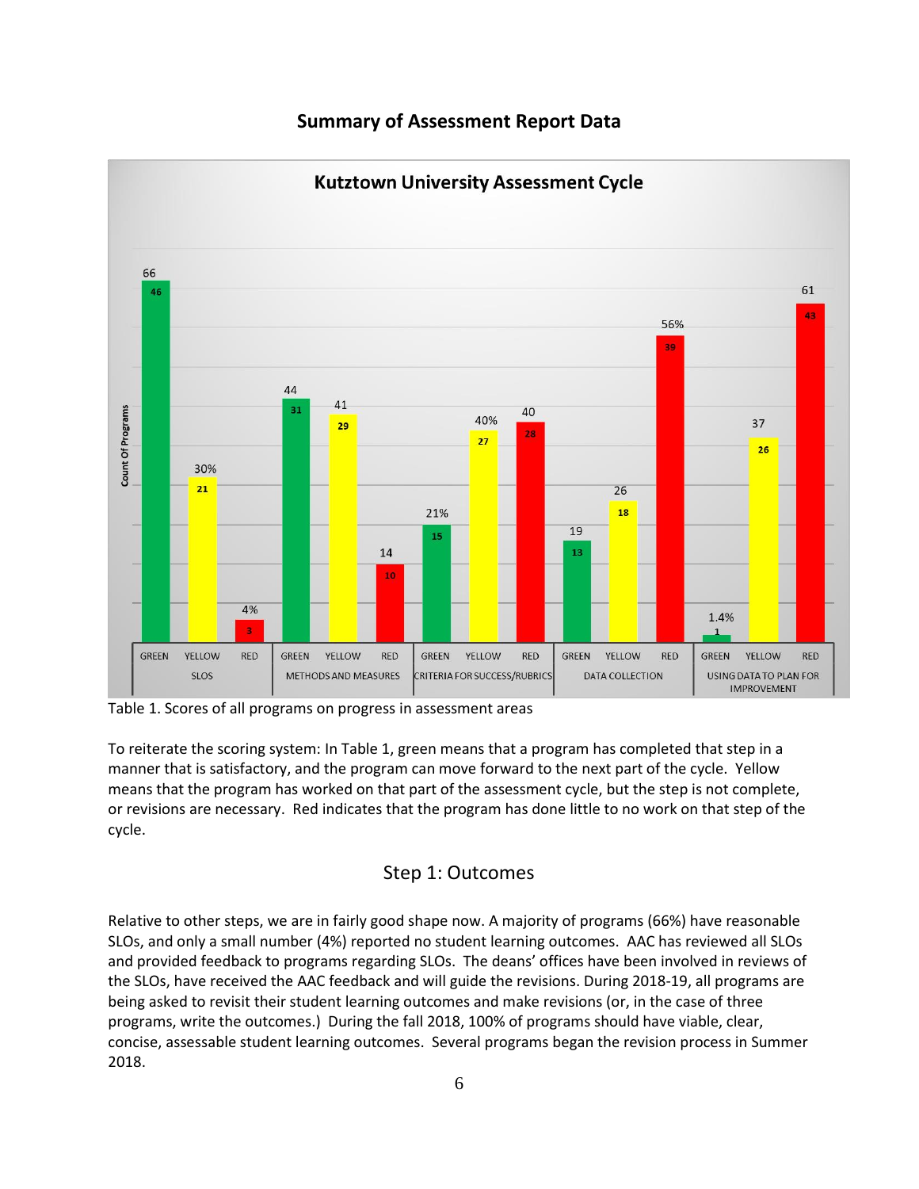## Summary of Assessment Report Data

**Kutztown University Assessment Cycle**

Count Of Programs (percentage of programs shown in parentheses)

| Assessment Area | GREEN | YELLOW | RED |
|---|---|---|---|
| SLOS | 46 (66) | 21 (30%) | 3 (4%) |
| METHODS AND MEASURES | 31 (44) | 29 (41) | 10 (14) |
| CRITERIA FOR SUCCESS/RUBRICS | 15 (21%) | 27 (40%) | 28 (40) |
| DATA COLLECTION | 13 (19) | 18 (26) | 39 (56%) |
| USING DATA TO PLAN FOR IMPROVEMENT | 1 (1.4%) | 26 (37) | 43 (61) |

Table 1. Scores of all programs on progress in assessment areas

To reiterate the scoring system: In Table 1, green means that a program has completed that step in a manner that is satisfactory, and the program can move forward to the next part of the cycle. Yellow means that the program has worked on that part of the assessment cycle, but the step is not complete, or revisions are necessary. Red indicates that the program has done little to no work on that step of the cycle.

### Step 1: Outcomes

Relative to other steps, we are in fairly good shape now. A majority of programs (66%) have reasonable SLOs, and only a small number (4%) reported no student learning outcomes. AAC has reviewed all SLOs and provided feedback to programs regarding SLOs. The deans' offices have been involved in reviews of the SLOs, have received the AAC feedback and will guide the revisions. During 2018-19, all programs are being asked to revisit their student learning outcomes and make revisions (or, in the case of three programs, write the outcomes.) During the fall 2018, 100% of programs should have viable, clear, concise, assessable student learning outcomes. Several programs began the revision process in Summer 2018.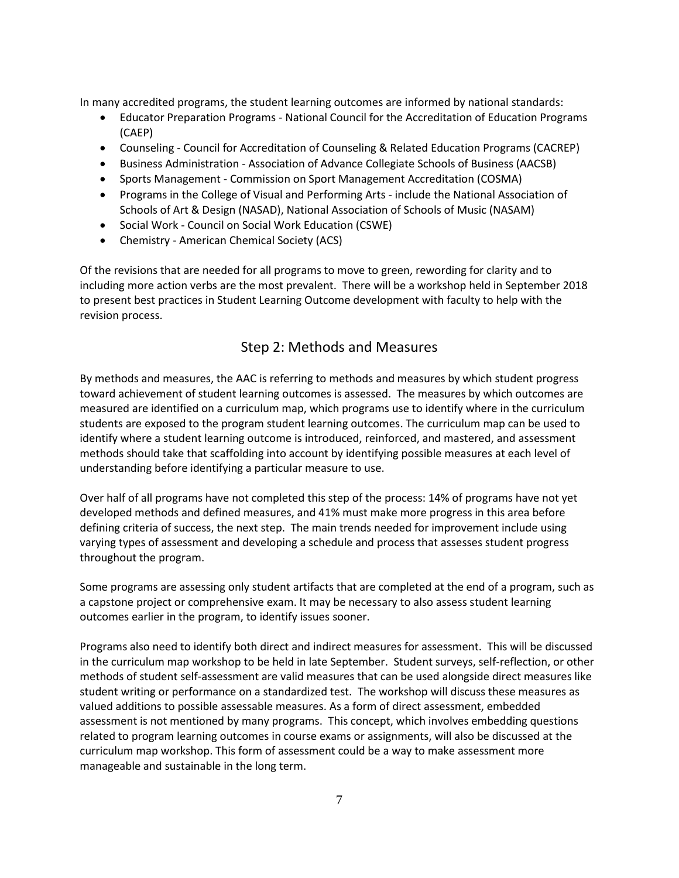In many accredited programs, the student learning outcomes are informed by national standards:

- Educator Preparation Programs - National Council for the Accreditation of Education Programs (CAEP)
- Counseling - Council for Accreditation of Counseling & Related Education Programs (CACREP)
- Business Administration - Association of Advance Collegiate Schools of Business (AACSB)
- Sports Management - Commission on Sport Management Accreditation (COSMA)
- Programs in the College of Visual and Performing Arts - include the National Association of Schools of Art & Design (NASAD), National Association of Schools of Music (NASAM)
- Social Work - Council on Social Work Education (CSWE)
- Chemistry - American Chemical Society (ACS)

Of the revisions that are needed for all programs to move to green, rewording for clarity and to including more action verbs are the most prevalent. There will be a workshop held in September 2018 to present best practices in Student Learning Outcome development with faculty to help with the revision process.

## Step 2: Methods and Measures

By methods and measures, the AAC is referring to methods and measures by which student progress toward achievement of student learning outcomes is assessed. The measures by which outcomes are measured are identified on a curriculum map, which programs use to identify where in the curriculum students are exposed to the program student learning outcomes. The curriculum map can be used to identify where a student learning outcome is introduced, reinforced, and mastered, and assessment methods should take that scaffolding into account by identifying possible measures at each level of understanding before identifying a particular measure to use.

Over half of all programs have not completed this step of the process: 14% of programs have not yet developed methods and defined measures, and 41% must make more progress in this area before defining criteria of success, the next step. The main trends needed for improvement include using varying types of assessment and developing a schedule and process that assesses student progress throughout the program.

Some programs are assessing only student artifacts that are completed at the end of a program, such as a capstone project or comprehensive exam. It may be necessary to also assess student learning outcomes earlier in the program, to identify issues sooner.

Programs also need to identify both direct and indirect measures for assessment. This will be discussed in the curriculum map workshop to be held in late September. Student surveys, self-reflection, or other methods of student self-assessment are valid measures that can be used alongside direct measures like student writing or performance on a standardized test. The workshop will discuss these measures as valued additions to possible assessable measures. As a form of direct assessment, embedded assessment is not mentioned by many programs. This concept, which involves embedding questions related to program learning outcomes in course exams or assignments, will also be discussed at the curriculum map workshop. This form of assessment could be a way to make assessment more manageable and sustainable in the long term.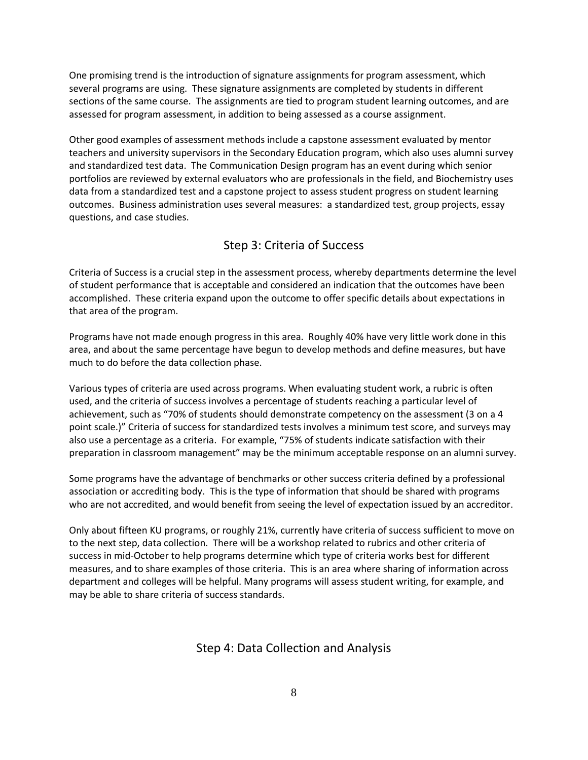One promising trend is the introduction of signature assignments for program assessment, which several programs are using. These signature assignments are completed by students in different sections of the same course. The assignments are tied to program student learning outcomes, and are assessed for program assessment, in addition to being assessed as a course assignment.

Other good examples of assessment methods include a capstone assessment evaluated by mentor teachers and university supervisors in the Secondary Education program, which also uses alumni survey and standardized test data. The Communication Design program has an event during which senior portfolios are reviewed by external evaluators who are professionals in the field, and Biochemistry uses data from a standardized test and a capstone project to assess student progress on student learning outcomes. Business administration uses several measures: a standardized test, group projects, essay questions, and case studies.

## Step 3: Criteria of Success

Criteria of Success is a crucial step in the assessment process, whereby departments determine the level of student performance that is acceptable and considered an indication that the outcomes have been accomplished. These criteria expand upon the outcome to offer specific details about expectations in that area of the program.

Programs have not made enough progress in this area. Roughly 40% have very little work done in this area, and about the same percentage have begun to develop methods and define measures, but have much to do before the data collection phase.

Various types of criteria are used across programs. When evaluating student work, a rubric is often used, and the criteria of success involves a percentage of students reaching a particular level of achievement, such as "70% of students should demonstrate competency on the assessment (3 on a 4 point scale.)" Criteria of success for standardized tests involves a minimum test score, and surveys may also use a percentage as a criteria. For example, "75% of students indicate satisfaction with their preparation in classroom management" may be the minimum acceptable response on an alumni survey.

Some programs have the advantage of benchmarks or other success criteria defined by a professional association or accrediting body. This is the type of information that should be shared with programs who are not accredited, and would benefit from seeing the level of expectation issued by an accreditor.

Only about fifteen KU programs, or roughly 21%, currently have criteria of success sufficient to move on to the next step, data collection. There will be a workshop related to rubrics and other criteria of success in mid-October to help programs determine which type of criteria works best for different measures, and to share examples of those criteria. This is an area where sharing of information across department and colleges will be helpful. Many programs will assess student writing, for example, and may be able to share criteria of success standards.

## Step 4: Data Collection and Analysis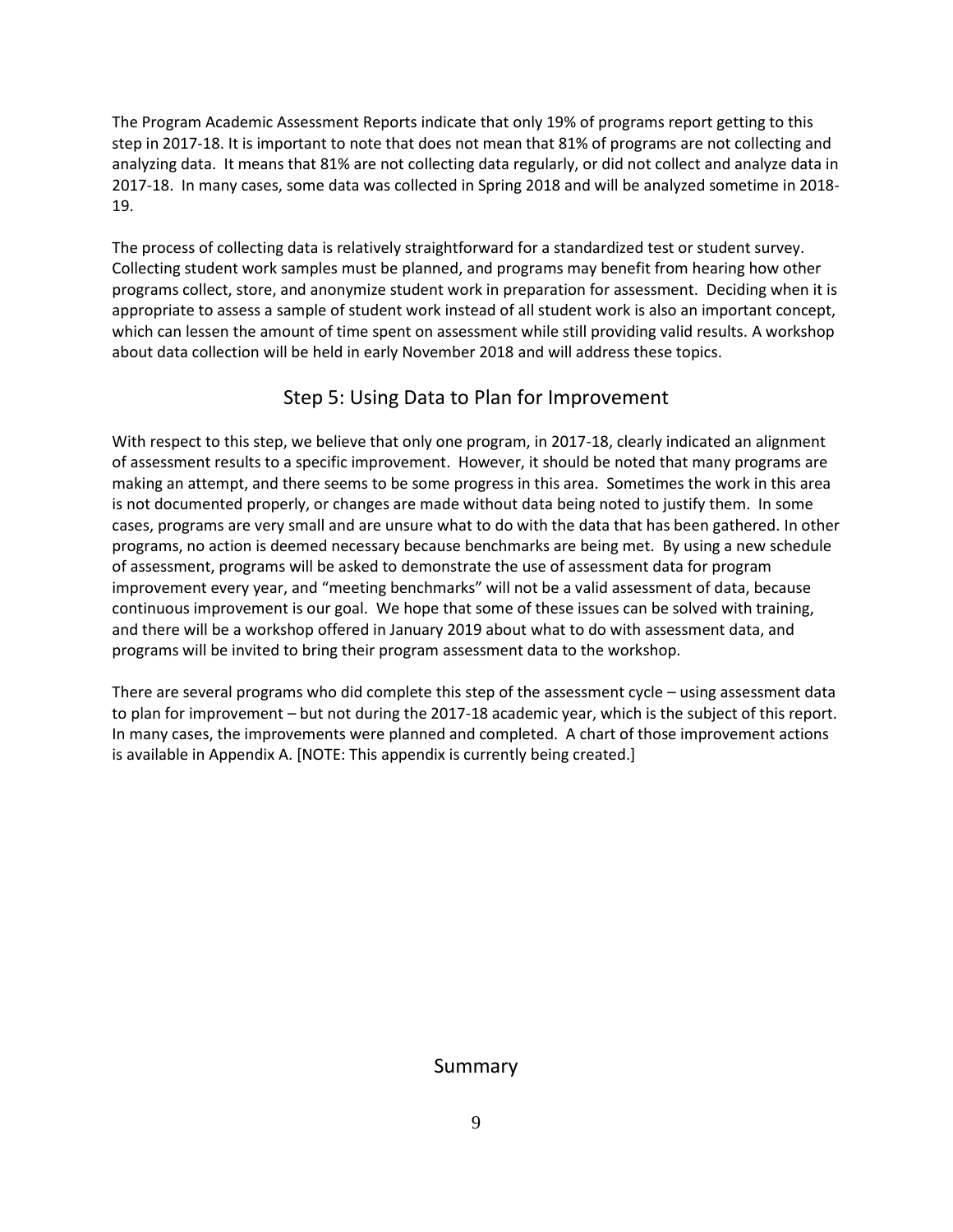The Program Academic Assessment Reports indicate that only 19% of programs report getting to this step in 2017-18. It is important to note that does not mean that 81% of programs are not collecting and analyzing data. It means that 81% are not collecting data regularly, or did not collect and analyze data in 2017-18. In many cases, some data was collected in Spring 2018 and will be analyzed sometime in 2018-19.

The process of collecting data is relatively straightforward for a standardized test or student survey. Collecting student work samples must be planned, and programs may benefit from hearing how other programs collect, store, and anonymize student work in preparation for assessment. Deciding when it is appropriate to assess a sample of student work instead of all student work is also an important concept, which can lessen the amount of time spent on assessment while still providing valid results. A workshop about data collection will be held in early November 2018 and will address these topics.

## Step 5: Using Data to Plan for Improvement

With respect to this step, we believe that only one program, in 2017-18, clearly indicated an alignment of assessment results to a specific improvement. However, it should be noted that many programs are making an attempt, and there seems to be some progress in this area. Sometimes the work in this area is not documented properly, or changes are made without data being noted to justify them. In some cases, programs are very small and are unsure what to do with the data that has been gathered. In other programs, no action is deemed necessary because benchmarks are being met. By using a new schedule of assessment, programs will be asked to demonstrate the use of assessment data for program improvement every year, and "meeting benchmarks" will not be a valid assessment of data, because continuous improvement is our goal. We hope that some of these issues can be solved with training, and there will be a workshop offered in January 2019 about what to do with assessment data, and programs will be invited to bring their program assessment data to the workshop.

There are several programs who did complete this step of the assessment cycle – using assessment data to plan for improvement – but not during the 2017-18 academic year, which is the subject of this report. In many cases, the improvements were planned and completed. A chart of those improvement actions is available in Appendix A. [NOTE: This appendix is currently being created.]

## Summary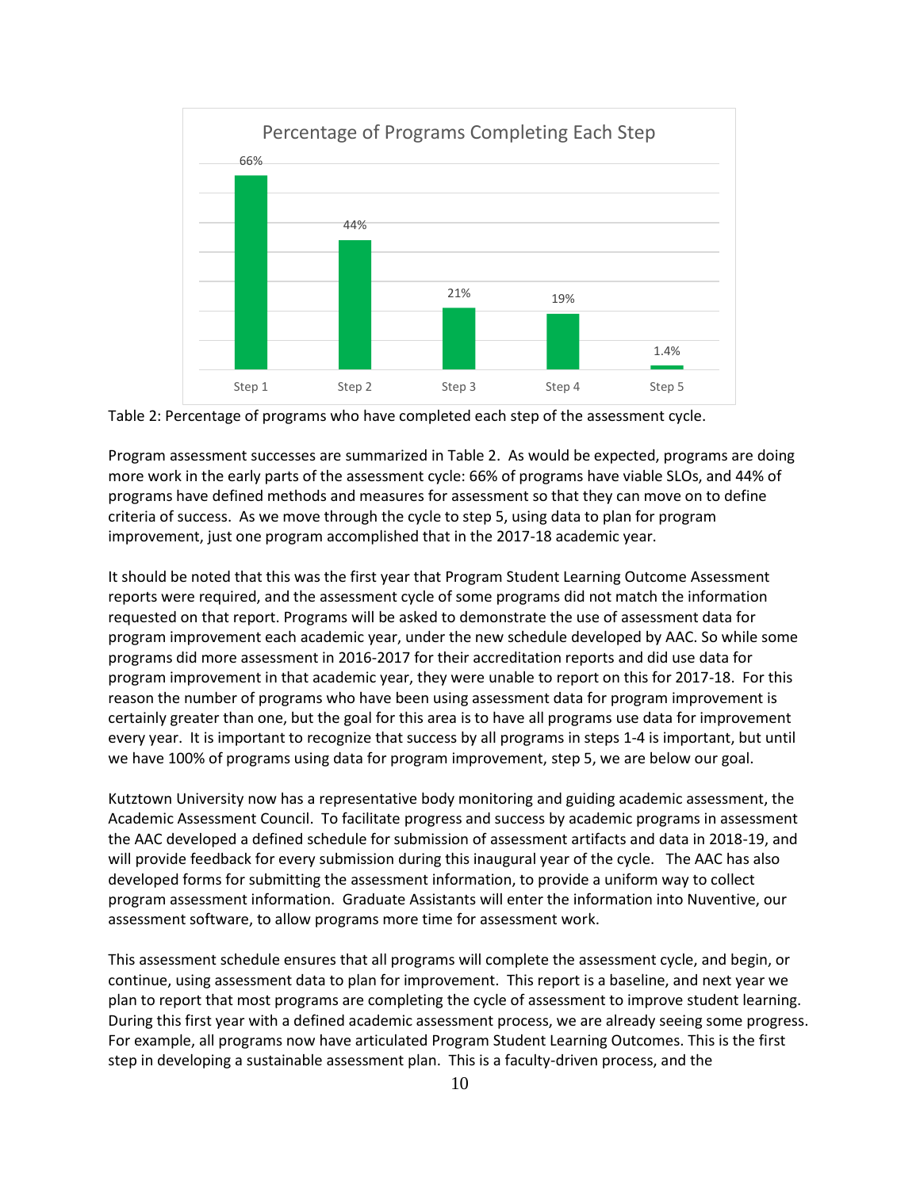**Percentage of Programs Completing Each Step**

| Step 1 | Step 2 | Step 3 | Step 4 | Step 5 |
|---|---|---|---|---|
| 66% | 44% | 21% | 19% | 1.4% |

Table 2: Percentage of programs who have completed each step of the assessment cycle.

Program assessment successes are summarized in Table 2. As would be expected, programs are doing more work in the early parts of the assessment cycle: 66% of programs have viable SLOs, and 44% of programs have defined methods and measures for assessment so that they can move on to define criteria of success. As we move through the cycle to step 5, using data to plan for program improvement, just one program accomplished that in the 2017-18 academic year.

It should be noted that this was the first year that Program Student Learning Outcome Assessment reports were required, and the assessment cycle of some programs did not match the information requested on that report. Programs will be asked to demonstrate the use of assessment data for program improvement each academic year, under the new schedule developed by AAC. So while some programs did more assessment in 2016-2017 for their accreditation reports and did use data for program improvement in that academic year, they were unable to report on this for 2017-18. For this reason the number of programs who have been using assessment data for program improvement is certainly greater than one, but the goal for this area is to have all programs use data for improvement every year. It is important to recognize that success by all programs in steps 1-4 is important, but until we have 100% of programs using data for program improvement, step 5, we are below our goal.

Kutztown University now has a representative body monitoring and guiding academic assessment, the Academic Assessment Council. To facilitate progress and success by academic programs in assessment the AAC developed a defined schedule for submission of assessment artifacts and data in 2018-19, and will provide feedback for every submission during this inaugural year of the cycle. The AAC has also developed forms for submitting the assessment information, to provide a uniform way to collect program assessment information. Graduate Assistants will enter the information into Nuventive, our assessment software, to allow programs more time for assessment work.

This assessment schedule ensures that all programs will complete the assessment cycle, and begin, or continue, using assessment data to plan for improvement. This report is a baseline, and next year we plan to report that most programs are completing the cycle of assessment to improve student learning. During this first year with a defined academic assessment process, we are already seeing some progress. For example, all programs now have articulated Program Student Learning Outcomes. This is the first step in developing a sustainable assessment plan. This is a faculty-driven process, and the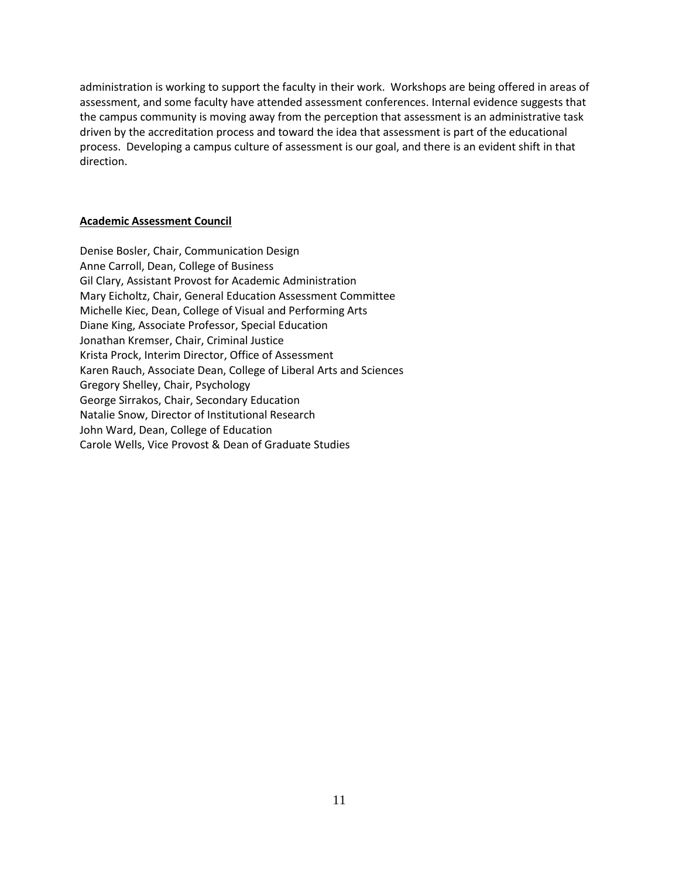administration is working to support the faculty in their work. Workshops are being offered in areas of assessment, and some faculty have attended assessment conferences. Internal evidence suggests that the campus community is moving away from the perception that assessment is an administrative task driven by the accreditation process and toward the idea that assessment is part of the educational process. Developing a campus culture of assessment is our goal, and there is an evident shift in that direction.

## Academic Assessment Council

Denise Bosler, Chair, Communication Design  
Anne Carroll, Dean, College of Business  
Gil Clary, Assistant Provost for Academic Administration  
Mary Eicholtz, Chair, General Education Assessment Committee  
Michelle Kiec, Dean, College of Visual and Performing Arts  
Diane King, Associate Professor, Special Education  
Jonathan Kremser, Chair, Criminal Justice  
Krista Prock, Interim Director, Office of Assessment  
Karen Rauch, Associate Dean, College of Liberal Arts and Sciences  
Gregory Shelley, Chair, Psychology  
George Sirrakos, Chair, Secondary Education  
Natalie Snow, Director of Institutional Research  
John Ward, Dean, College of Education  
Carole Wells, Vice Provost & Dean of Graduate Studies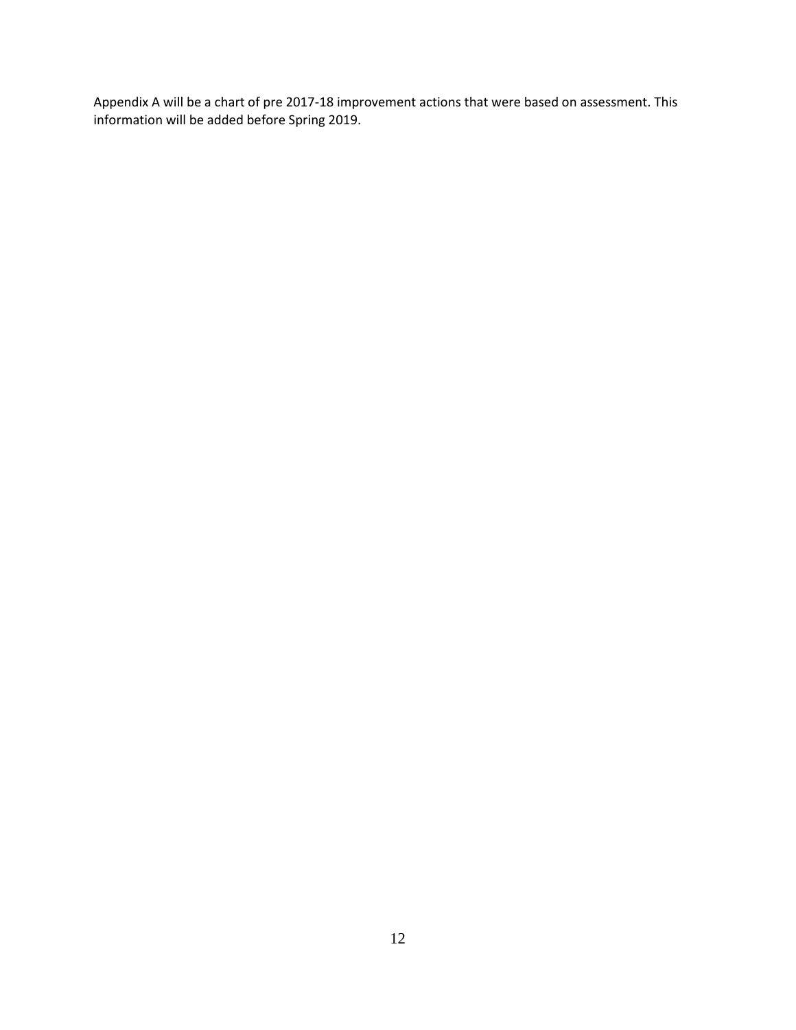Appendix A will be a chart of pre 2017-18 improvement actions that were based on assessment. This information will be added before Spring 2019.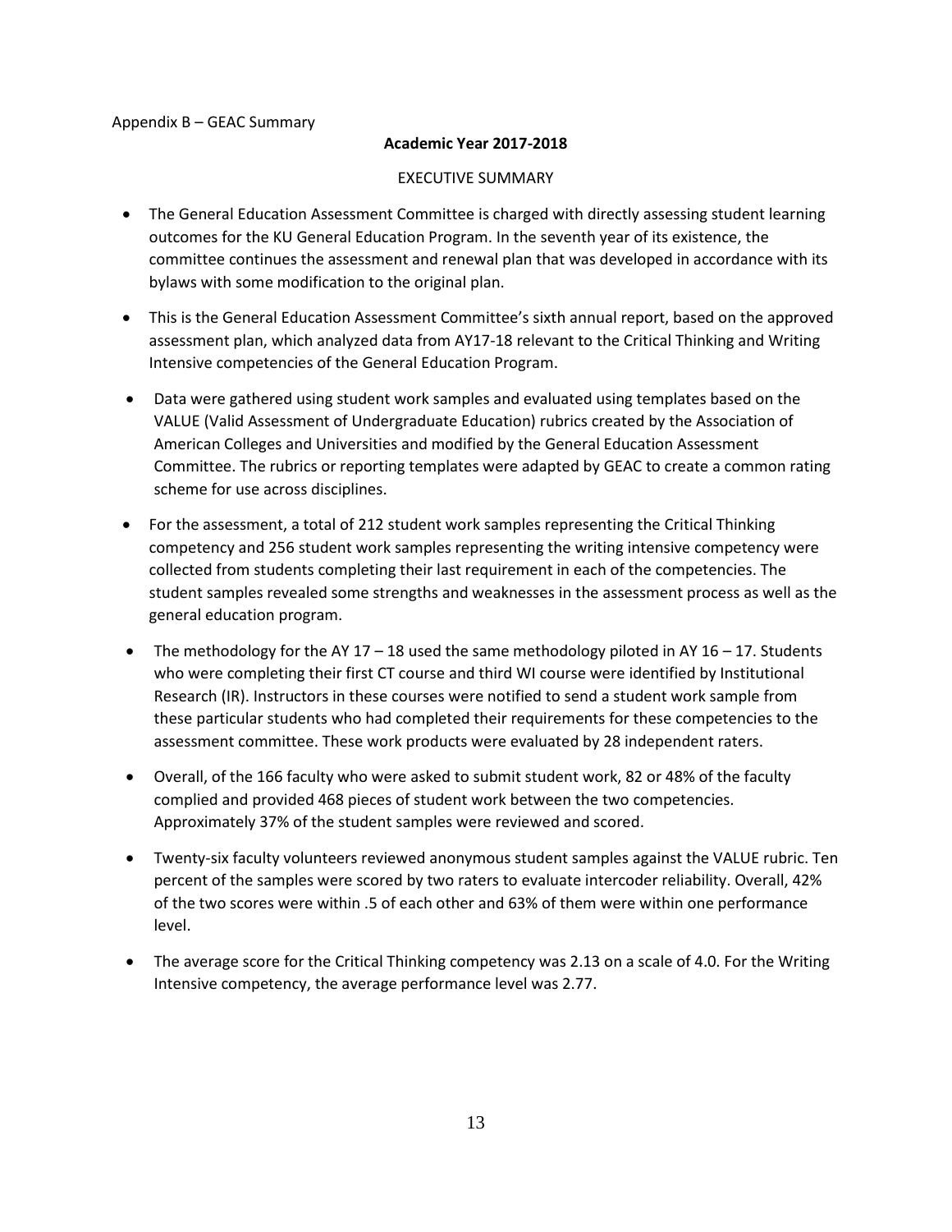Appendix B – GEAC Summary

**Academic Year 2017-2018**

EXECUTIVE SUMMARY

- The General Education Assessment Committee is charged with directly assessing student learning outcomes for the KU General Education Program. In the seventh year of its existence, the committee continues the assessment and renewal plan that was developed in accordance with its bylaws with some modification to the original plan.
- This is the General Education Assessment Committee's sixth annual report, based on the approved assessment plan, which analyzed data from AY17-18 relevant to the Critical Thinking and Writing Intensive competencies of the General Education Program.
- Data were gathered using student work samples and evaluated using templates based on the VALUE (Valid Assessment of Undergraduate Education) rubrics created by the Association of American Colleges and Universities and modified by the General Education Assessment Committee. The rubrics or reporting templates were adapted by GEAC to create a common rating scheme for use across disciplines.
- For the assessment, a total of 212 student work samples representing the Critical Thinking competency and 256 student work samples representing the writing intensive competency were collected from students completing their last requirement in each of the competencies. The student samples revealed some strengths and weaknesses in the assessment process as well as the general education program.
- The methodology for the AY 17 – 18 used the same methodology piloted in AY 16 – 17. Students who were completing their first CT course and third WI course were identified by Institutional Research (IR). Instructors in these courses were notified to send a student work sample from these particular students who had completed their requirements for these competencies to the assessment committee. These work products were evaluated by 28 independent raters.
- Overall, of the 166 faculty who were asked to submit student work, 82 or 48% of the faculty complied and provided 468 pieces of student work between the two competencies. Approximately 37% of the student samples were reviewed and scored.
- Twenty-six faculty volunteers reviewed anonymous student samples against the VALUE rubric. Ten percent of the samples were scored by two raters to evaluate intercoder reliability. Overall, 42% of the two scores were within .5 of each other and 63% of them were within one performance level.
- The average score for the Critical Thinking competency was 2.13 on a scale of 4.0. For the Writing Intensive competency, the average performance level was 2.77.